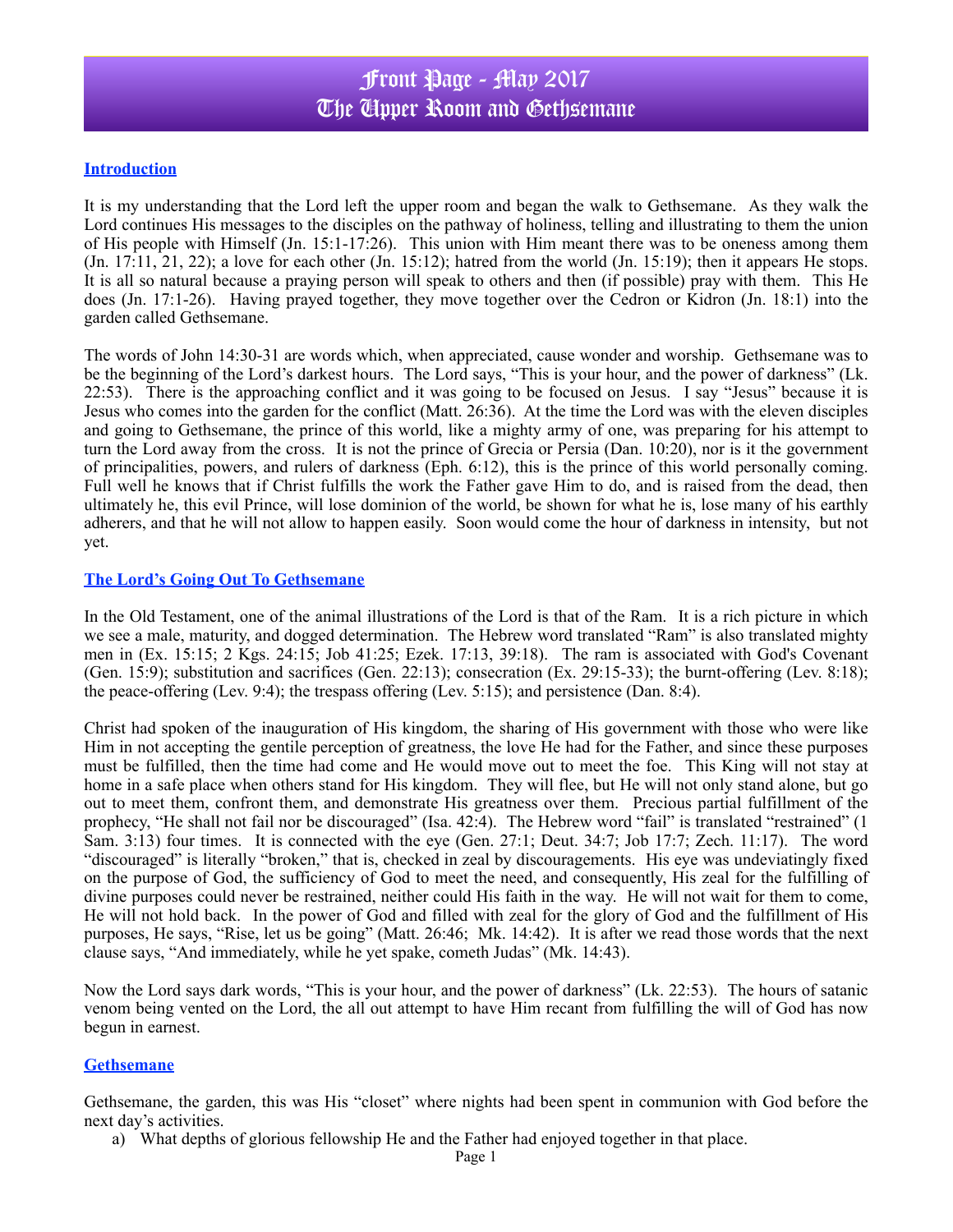# Front Page - May 2017
# The Upper Room and Gethsemane

## Introduction

It is my understanding that the Lord left the upper room and began the walk to Gethsemane. As they walk the Lord continues His messages to the disciples on the pathway of holiness, telling and illustrating to them the union of His people with Himself (Jn. 15:1-17:26). This union with Him meant there was to be oneness among them (Jn. 17:11, 21, 22); a love for each other (Jn. 15:12); hatred from the world (Jn. 15:19); then it appears He stops. It is all so natural because a praying person will speak to others and then (if possible) pray with them. This He does (Jn. 17:1-26). Having prayed together, they move together over the Cedron or Kidron (Jn. 18:1) into the garden called Gethsemane.

The words of John 14:30-31 are words which, when appreciated, cause wonder and worship. Gethsemane was to be the beginning of the Lord's darkest hours. The Lord says, "This is your hour, and the power of darkness" (Lk. 22:53). There is the approaching conflict and it was going to be focused on Jesus. I say "Jesus" because it is Jesus who comes into the garden for the conflict (Matt. 26:36). At the time the Lord was with the eleven disciples and going to Gethsemane, the prince of this world, like a mighty army of one, was preparing for his attempt to turn the Lord away from the cross. It is not the prince of Grecia or Persia (Dan. 10:20), nor is it the government of principalities, powers, and rulers of darkness (Eph. 6:12), this is the prince of this world personally coming. Full well he knows that if Christ fulfills the work the Father gave Him to do, and is raised from the dead, then ultimately he, this evil Prince, will lose dominion of the world, be shown for what he is, lose many of his earthly adherers, and that he will not allow to happen easily. Soon would come the hour of darkness in intensity, but not yet.

## The Lord's Going Out To Gethsemane

In the Old Testament, one of the animal illustrations of the Lord is that of the Ram. It is a rich picture in which we see a male, maturity, and dogged determination. The Hebrew word translated "Ram" is also translated mighty men in (Ex. 15:15; 2 Kgs. 24:15; Job 41:25; Ezek. 17:13, 39:18). The ram is associated with God's Covenant (Gen. 15:9); substitution and sacrifices (Gen. 22:13); consecration (Ex. 29:15-33); the burnt-offering (Lev. 8:18); the peace-offering (Lev. 9:4); the trespass offering (Lev. 5:15); and persistence (Dan. 8:4).

Christ had spoken of the inauguration of His kingdom, the sharing of His government with those who were like Him in not accepting the gentile perception of greatness, the love He had for the Father, and since these purposes must be fulfilled, then the time had come and He would move out to meet the foe. This King will not stay at home in a safe place when others stand for His kingdom. They will flee, but He will not only stand alone, but go out to meet them, confront them, and demonstrate His greatness over them. Precious partial fulfillment of the prophecy, "He shall not fail nor be discouraged" (Isa. 42:4). The Hebrew word "fail" is translated "restrained" (1 Sam. 3:13) four times. It is connected with the eye (Gen. 27:1; Deut. 34:7; Job 17:7; Zech. 11:17). The word "discouraged" is literally "broken," that is, checked in zeal by discouragements. His eye was undeviatingly fixed on the purpose of God, the sufficiency of God to meet the need, and consequently, His zeal for the fulfilling of divine purposes could never be restrained, neither could His faith in the way. He will not wait for them to come, He will not hold back. In the power of God and filled with zeal for the glory of God and the fulfillment of His purposes, He says, "Rise, let us be going" (Matt. 26:46; Mk. 14:42). It is after we read those words that the next clause says, "And immediately, while he yet spake, cometh Judas" (Mk. 14:43).

Now the Lord says dark words, "This is your hour, and the power of darkness" (Lk. 22:53). The hours of satanic venom being vented on the Lord, the all out attempt to have Him recant from fulfilling the will of God has now begun in earnest.

## Gethsemane

Gethsemane, the garden, this was His "closet" where nights had been spent in communion with God before the next day's activities.

a) What depths of glorious fellowship He and the Father had enjoyed together in that place.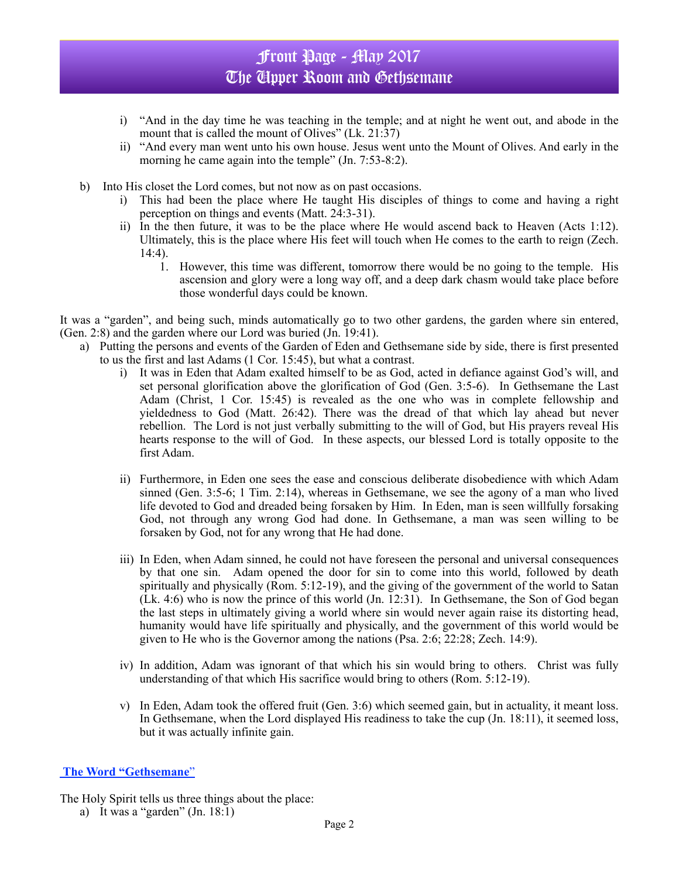i) "And in the day time he was teaching in the temple; and at night he went out, and abode in the mount that is called the mount of Olives" (Lk. 21:37)
   ii) "And every man went unto his own house. Jesus went unto the Mount of Olives. And early in the morning he came again into the temple" (Jn. 7:53-8:2).

b) Into His closet the Lord comes, but not now as on past occasions.
   i) This had been the place where He taught His disciples of things to come and having a right perception on things and events (Matt. 24:3-31).
   ii) In the then future, it was to be the place where He would ascend back to Heaven (Acts 1:12). Ultimately, this is the place where His feet will touch when He comes to the earth to reign (Zech. 14:4).
      1. However, this time was different, tomorrow there would be no going to the temple. His ascension and glory were a long way off, and a deep dark chasm would take place before those wonderful days could be known.

It was a "garden", and being such, minds automatically go to two other gardens, the garden where sin entered, (Gen. 2:8) and the garden where our Lord was buried (Jn. 19:41).

a) Putting the persons and events of the Garden of Eden and Gethsemane side by side, there is first presented to us the first and last Adams (1 Cor. 15:45), but what a contrast.
   i) It was in Eden that Adam exalted himself to be as God, acted in defiance against God's will, and set personal glorification above the glorification of God (Gen. 3:5-6). In Gethsemane the Last Adam (Christ, 1 Cor. 15:45) is revealed as the one who was in complete fellowship and yieldedness to God (Matt. 26:42). There was the dread of that which lay ahead but never rebellion. The Lord is not just verbally submitting to the will of God, but His prayers reveal His hearts response to the will of God. In these aspects, our blessed Lord is totally opposite to the first Adam.

   ii) Furthermore, in Eden one sees the ease and conscious deliberate disobedience with which Adam sinned (Gen. 3:5-6; 1 Tim. 2:14), whereas in Gethsemane, we see the agony of a man who lived life devoted to God and dreaded being forsaken by Him. In Eden, man is seen willfully forsaking God, not through any wrong God had done. In Gethsemane, a man was seen willing to be forsaken by God, not for any wrong that He had done.

   iii) In Eden, when Adam sinned, he could not have foreseen the personal and universal consequences by that one sin. Adam opened the door for sin to come into this world, followed by death spiritually and physically (Rom. 5:12-19), and the giving of the government of the world to Satan (Lk. 4:6) who is now the prince of this world (Jn. 12:31). In Gethsemane, the Son of God began the last steps in ultimately giving a world where sin would never again raise its distorting head, humanity would have life spiritually and physically, and the government of this world would be given to He who is the Governor among the nations (Psa. 2:6; 22:28; Zech. 14:9).

   iv) In addition, Adam was ignorant of that which his sin would bring to others. Christ was fully understanding of that which His sacrifice would bring to others (Rom. 5:12-19).

   v) In Eden, Adam took the offered fruit (Gen. 3:6) which seemed gain, but in actuality, it meant loss. In Gethsemane, when the Lord displayed His readiness to take the cup (Jn. 18:11), it seemed loss, but it was actually infinite gain.

**The Word "Gethsemane"**

The Holy Spirit tells us three things about the place:

a) It was a "garden" (Jn. 18:1)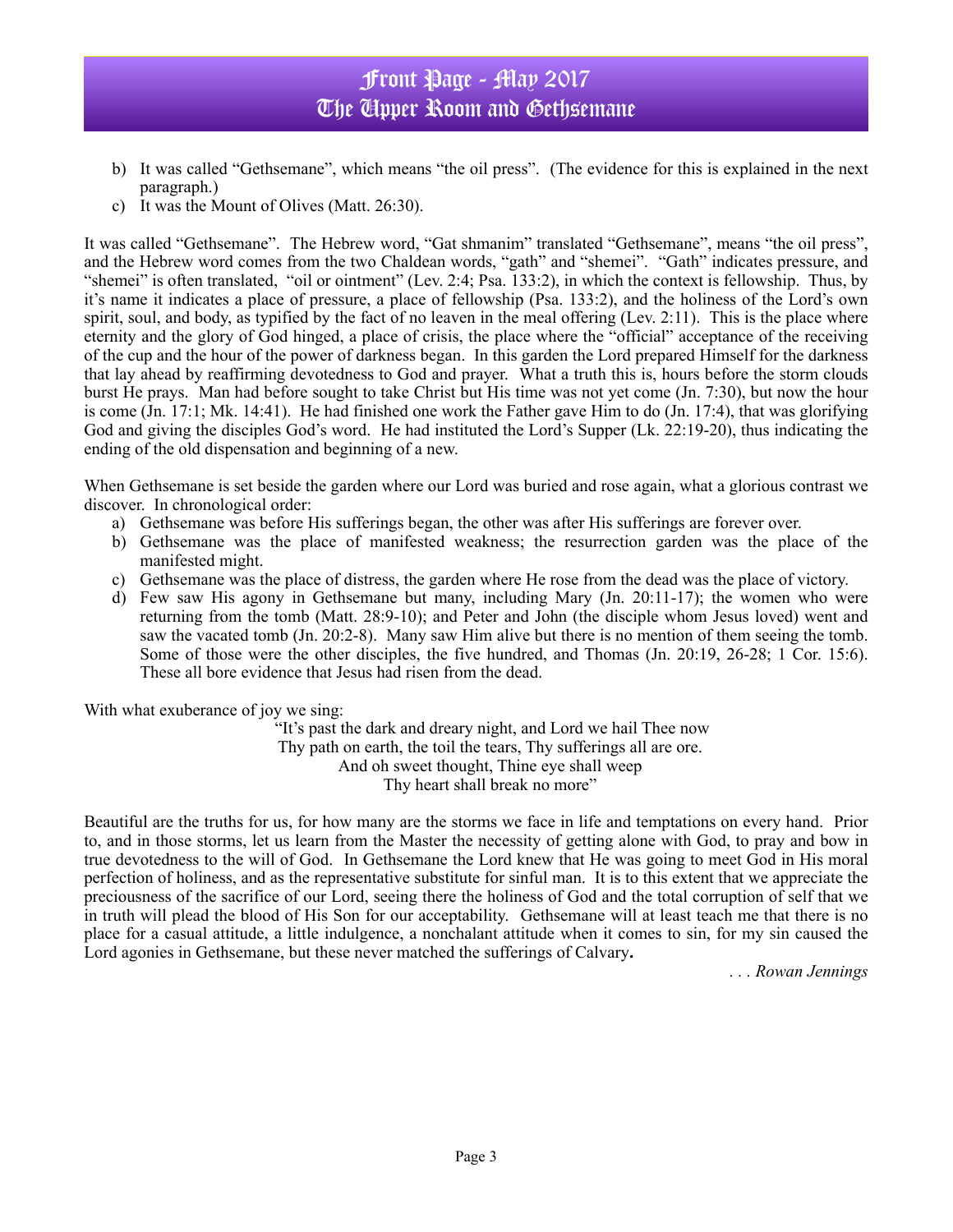b) It was called “Gethsemane”, which means “the oil press”. (The evidence for this is explained in the next paragraph.)
c) It was the Mount of Olives (Matt. 26:30).

It was called “Gethsemane”. The Hebrew word, “Gat shmanim” translated “Gethsemane”, means “the oil press”, and the Hebrew word comes from the two Chaldean words, “gath” and “shemei”. “Gath” indicates pressure, and “shemei” is often translated, “oil or ointment” (Lev. 2:4; Psa. 133:2), in which the context is fellowship. Thus, by it’s name it indicates a place of pressure, a place of fellowship (Psa. 133:2), and the holiness of the Lord’s own spirit, soul, and body, as typified by the fact of no leaven in the meal offering (Lev. 2:11). This is the place where eternity and the glory of God hinged, a place of crisis, the place where the “official” acceptance of the receiving of the cup and the hour of the power of darkness began. In this garden the Lord prepared Himself for the darkness that lay ahead by reaffirming devotedness to God and prayer. What a truth this is, hours before the storm clouds burst He prays. Man had before sought to take Christ but His time was not yet come (Jn. 7:30), but now the hour is come (Jn. 17:1; Mk. 14:41). He had finished one work the Father gave Him to do (Jn. 17:4), that was glorifying God and giving the disciples God’s word. He had instituted the Lord’s Supper (Lk. 22:19-20), thus indicating the ending of the old dispensation and beginning of a new.

When Gethsemane is set beside the garden where our Lord was buried and rose again, what a glorious contrast we discover. In chronological order:

a) Gethsemane was before His sufferings began, the other was after His sufferings are forever over.
b) Gethsemane was the place of manifested weakness; the resurrection garden was the place of the manifested might.
c) Gethsemane was the place of distress, the garden where He rose from the dead was the place of victory.
d) Few saw His agony in Gethsemane but many, including Mary (Jn. 20:11-17); the women who were returning from the tomb (Matt. 28:9-10); and Peter and John (the disciple whom Jesus loved) went and saw the vacated tomb (Jn. 20:2-8). Many saw Him alive but there is no mention of them seeing the tomb. Some of those were the other disciples, the five hundred, and Thomas (Jn. 20:19, 26-28; 1 Cor. 15:6). These all bore evidence that Jesus had risen from the dead.

With what exuberance of joy we sing:

“It’s past the dark and dreary night, and Lord we hail Thee now
Thy path on earth, the toil the tears, Thy sufferings all are ore.
And oh sweet thought, Thine eye shall weep
Thy heart shall break no more”

Beautiful are the truths for us, for how many are the storms we face in life and temptations on every hand. Prior to, and in those storms, let us learn from the Master the necessity of getting alone with God, to pray and bow in true devotedness to the will of God. In Gethsemane the Lord knew that He was going to meet God in His moral perfection of holiness, and as the representative substitute for sinful man. It is to this extent that we appreciate the preciousness of the sacrifice of our Lord, seeing there the holiness of God and the total corruption of self that we in truth will plead the blood of His Son for our acceptability. Gethsemane will at least teach me that there is no place for a casual attitude, a little indulgence, a nonchalant attitude when it comes to sin, for my sin caused the Lord agonies in Gethsemane, but these never matched the sufferings of Calvary**.**

*. . . Rowan Jennings*